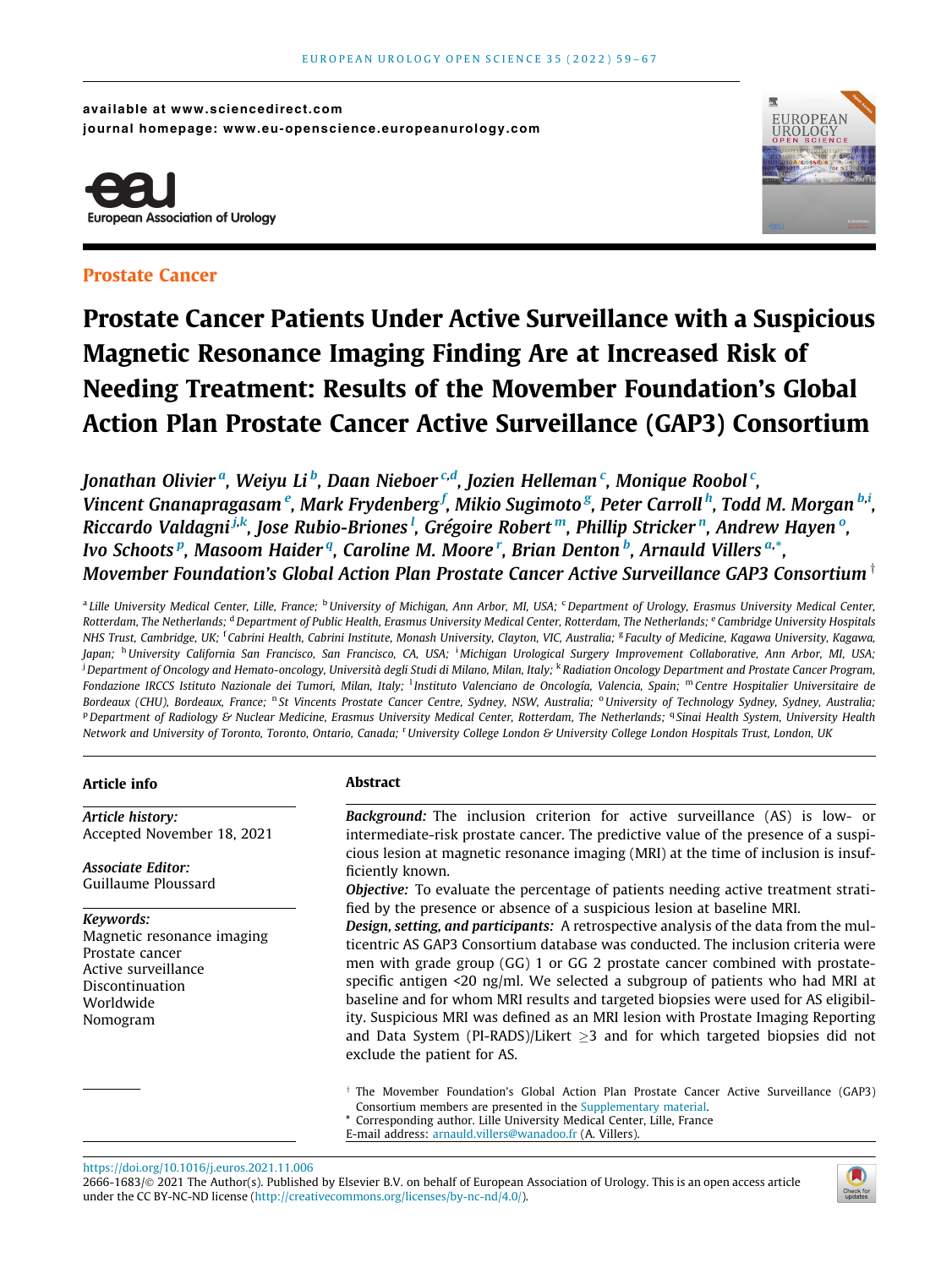available at www.sciencedirect.com
journal homepage: www.eu-openscience.europeanurology.com

European Association of Urology

Prostate Cancer

# Prostate Cancer Patients Under Active Surveillance with a Suspicious Magnetic Resonance Imaging Finding Are at Increased Risk of Needing Treatment: Results of the Movember Foundation's Global Action Plan Prostate Cancer Active Surveillance (GAP3) Consortium

*Jonathan Olivier [a], Weiyu Li [b], Daan Nieboer [c,d], Jozien Helleman [c], Monique Roobol [c], Vincent Gnanapragasam [e], Mark Frydenberg [f], Mikio Sugimoto [g], Peter Carroll [h], Todd M. Morgan [b,i], Riccardo Valdagni [j,k], Jose Rubio-Briones [l], Grégoire Robert [m], Phillip Stricker [n], Andrew Hayen [o], Ivo Schoots [p], Masoom Haider [q], Caroline M. Moore [r], Brian Denton [b], Arnauld Villers [a,*], Movember Foundation's Global Action Plan Prostate Cancer Active Surveillance GAP3 Consortium [†]*

[a] Lille University Medical Center, Lille, France; [b] University of Michigan, Ann Arbor, MI, USA; [c] Department of Urology, Erasmus University Medical Center, Rotterdam, The Netherlands; [d] Department of Public Health, Erasmus University Medical Center, Rotterdam, The Netherlands; [e] Cambridge University Hospitals NHS Trust, Cambridge, UK; [f] Cabrini Health, Cabrini Institute, Monash University, Clayton, VIC, Australia; [g] Faculty of Medicine, Kagawa University, Kagawa, Japan; [h] University California San Francisco, San Francisco, CA, USA; [i] Michigan Urological Surgery Improvement Collaborative, Ann Arbor, MI, USA; [j] Department of Oncology and Hemato-oncology, Università degli Studi di Milano, Milan, Italy; [k] Radiation Oncology Department and Prostate Cancer Program, Fondazione IRCCS Istituto Nazionale dei Tumori, Milan, Italy; [l] Instituto Valenciano de Oncología, Valencia, Spain; [m] Centre Hospitalier Universitaire de Bordeaux (CHU), Bordeaux, France; [n] St Vincents Prostate Cancer Centre, Sydney, NSW, Australia; [o] University of Technology Sydney, Sydney, Australia; [p] Department of Radiology & Nuclear Medicine, Erasmus University Medical Center, Rotterdam, The Netherlands; [q] Sinai Health System, University Health Network and University of Toronto, Toronto, Ontario, Canada; [r] University College London & University College London Hospitals Trust, London, UK

## Article info

***Article history:***
Accepted November 18, 2021

***Associate Editor:***
Guillaume Ploussard

***Keywords:***
Magnetic resonance imaging
Prostate cancer
Active surveillance
Discontinuation
Worldwide
Nomogram

## Abstract

***Background:*** The inclusion criterion for active surveillance (AS) is low- or intermediate-risk prostate cancer. The predictive value of the presence of a suspicious lesion at magnetic resonance imaging (MRI) at the time of inclusion is insufficiently known.

***Objective:*** To evaluate the percentage of patients needing active treatment stratified by the presence or absence of a suspicious lesion at baseline MRI.

***Design, setting, and participants:*** A retrospective analysis of the data from the multicentric AS GAP3 Consortium database was conducted. The inclusion criteria were men with grade group (GG) 1 or GG 2 prostate cancer combined with prostate-specific antigen <20 ng/ml. We selected a subgroup of patients who had MRI at baseline and for whom MRI results and targeted biopsies were used for AS eligibility. Suspicious MRI was defined as an MRI lesion with Prostate Imaging Reporting and Data System (PI-RADS)/Likert $\geq 3$ and for which targeted biopsies did not exclude the patient for AS.

[†] The Movember Foundation's Global Action Plan Prostate Cancer Active Surveillance (GAP3) Consortium members are presented in the Supplementary material.
* Corresponding author. Lille University Medical Center, Lille, France
E-mail address: arnauld.villers@wanadoo.fr (A. Villers).

https://doi.org/10.1016/j.euros.2021.11.006
2666-1683/© 2021 The Author(s). Published by Elsevier B.V. on behalf of European Association of Urology. This is an open access article under the CC BY-NC-ND license (http://creativecommons.org/licenses/by-nc-nd/4.0/).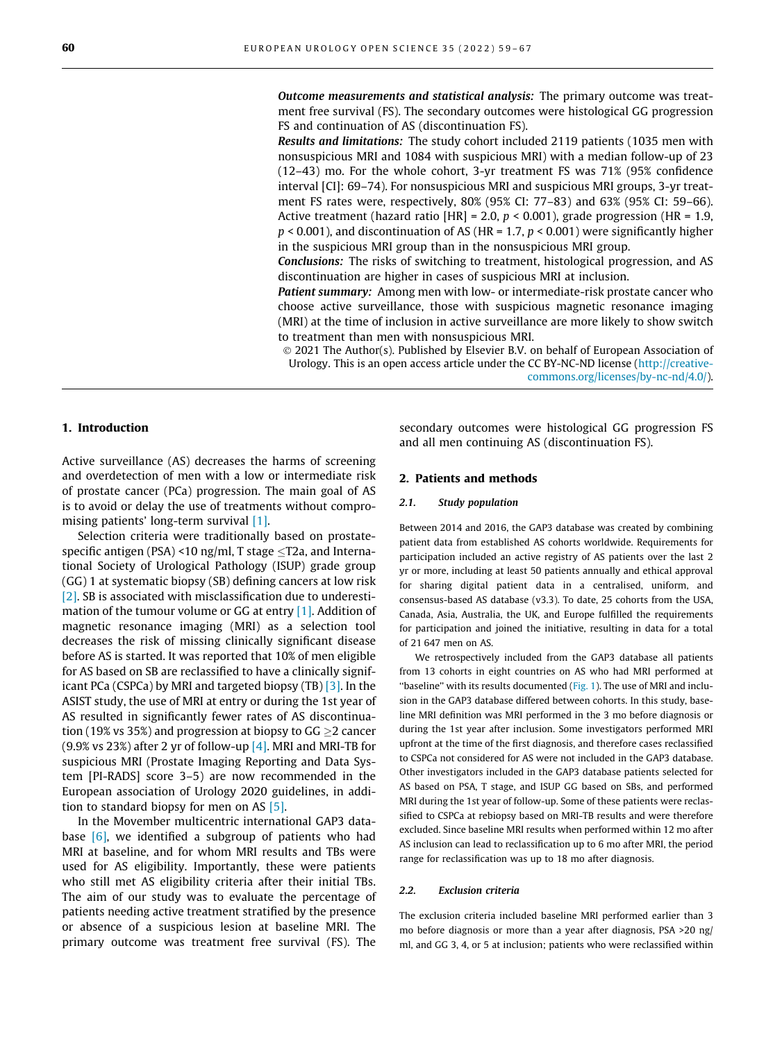***Outcome measurements and statistical analysis:*** The primary outcome was treatment free survival (FS). The secondary outcomes were histological GG progression FS and continuation of AS (discontinuation FS).

***Results and limitations:*** The study cohort included 2119 patients (1035 men with nonsuspicious MRI and 1084 with suspicious MRI) with a median follow-up of 23 (12–43) mo. For the whole cohort, 3-yr treatment FS was 71% (95% confidence interval [CI]: 69–74). For nonsuspicious MRI and suspicious MRI groups, 3-yr treatment FS rates were, respectively, 80% (95% CI: 77–83) and 63% (95% CI: 59–66). Active treatment (hazard ratio [HR] = 2.0, $p < 0.001$), grade progression (HR = 1.9, $p < 0.001$), and discontinuation of AS (HR = 1.7, $p < 0.001$) were significantly higher in the suspicious MRI group than in the nonsuspicious MRI group.

***Conclusions:*** The risks of switching to treatment, histological progression, and AS discontinuation are higher in cases of suspicious MRI at inclusion.

***Patient summary:*** Among men with low- or intermediate-risk prostate cancer who choose active surveillance, those with suspicious magnetic resonance imaging (MRI) at the time of inclusion in active surveillance are more likely to show switch to treatment than men with nonsuspicious MRI.

© 2021 The Author(s). Published by Elsevier B.V. on behalf of European Association of Urology. This is an open access article under the CC BY-NC-ND license (http://creativecommons.org/licenses/by-nc-nd/4.0/).

## 1. Introduction

Active surveillance (AS) decreases the harms of screening and overdetection of men with a low or intermediate risk of prostate cancer (PCa) progression. The main goal of AS is to avoid or delay the use of treatments without compromising patients' long-term survival [1].

Selection criteria were traditionally based on prostate-specific antigen (PSA) <10 ng/ml, T stage ≤T2a, and International Society of Urological Pathology (ISUP) grade group (GG) 1 at systematic biopsy (SB) defining cancers at low risk [2]. SB is associated with misclassification due to underestimation of the tumour volume or GG at entry [1]. Addition of magnetic resonance imaging (MRI) as a selection tool decreases the risk of missing clinically significant disease before AS is started. It was reported that 10% of men eligible for AS based on SB are reclassified to have a clinically significant PCa (CSPCa) by MRI and targeted biopsy (TB) [3]. In the ASIST study, the use of MRI at entry or during the 1st year of AS resulted in significantly fewer rates of AS discontinuation (19% vs 35%) and progression at biopsy to GG ≥2 cancer (9.9% vs 23%) after 2 yr of follow-up [4]. MRI and MRI-TB for suspicious MRI (Prostate Imaging Reporting and Data System [PI-RADS] score 3–5) are now recommended in the European association of Urology 2020 guidelines, in addition to standard biopsy for men on AS [5].

In the Movember multicentric international GAP3 database [6], we identified a subgroup of patients who had MRI at baseline, and for whom MRI results and TBs were used for AS eligibility. Importantly, these were patients who still met AS eligibility criteria after their initial TBs. The aim of our study was to evaluate the percentage of patients needing active treatment stratified by the presence or absence of a suspicious lesion at baseline MRI. The primary outcome was treatment free survival (FS). The secondary outcomes were histological GG progression FS and all men continuing AS (discontinuation FS).

## 2. Patients and methods

### 2.1. Study population

Between 2014 and 2016, the GAP3 database was created by combining patient data from established AS cohorts worldwide. Requirements for participation included an active registry of AS patients over the last 2 yr or more, including at least 50 patients annually and ethical approval for sharing digital patient data in a centralised, uniform, and consensus-based AS database (v3.3). To date, 25 cohorts from the USA, Canada, Asia, Australia, the UK, and Europe fulfilled the requirements for participation and joined the initiative, resulting in data for a total of 21 647 men on AS.

We retrospectively included from the GAP3 database all patients from 13 cohorts in eight countries on AS who had MRI performed at "baseline" with its results documented (Fig. 1). The use of MRI and inclusion in the GAP3 database differed between cohorts. In this study, baseline MRI definition was MRI performed in the 3 mo before diagnosis or during the 1st year after inclusion. Some investigators performed MRI upfront at the time of the first diagnosis, and therefore cases reclassified to CSPCa not considered for AS were not included in the GAP3 database. Other investigators included in the GAP3 database patients selected for AS based on PSA, T stage, and ISUP GG based on SBs, and performed MRI during the 1st year of follow-up. Some of these patients were reclassified to CSPCa at rebiopsy based on MRI-TB results and were therefore excluded. Since baseline MRI results when performed within 12 mo after AS inclusion can lead to reclassification up to 6 mo after MRI, the period range for reclassification was up to 18 mo after diagnosis.

### 2.2. Exclusion criteria

The exclusion criteria included baseline MRI performed earlier than 3 mo before diagnosis or more than a year after diagnosis, PSA >20 ng/ml, and GG 3, 4, or 5 at inclusion; patients who were reclassified within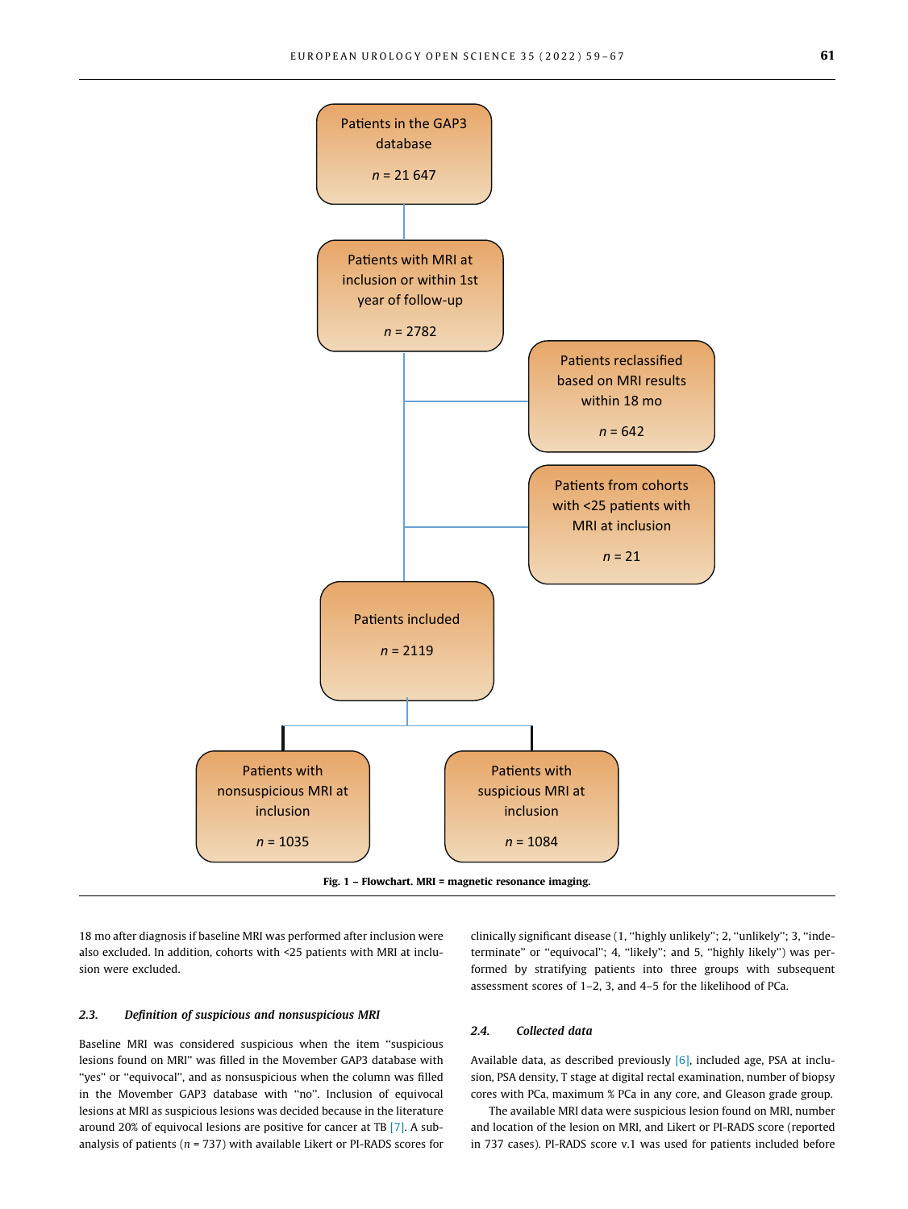Patients in the GAP3 database

$n$ = 21 647

Patients with MRI at inclusion or within 1st year of follow-up

$n$ = 2782

Patients reclassified based on MRI results within 18 mo

$n$ = 642

Patients from cohorts with <25 patients with MRI at inclusion

$n$ = 21

Patients included

$n$ = 2119

Patients with nonsuspicious MRI at inclusion

$n$ = 1035

Patients with suspicious MRI at inclusion

$n$ = 1084

**Fig. 1 – Flowchart. MRI = magnetic resonance imaging.**

18 mo after diagnosis if baseline MRI was performed after inclusion were also excluded. In addition, cohorts with <25 patients with MRI at inclusion were excluded.

### 2.3. *Definition of suspicious and nonsuspicious MRI*

Baseline MRI was considered suspicious when the item "suspicious lesions found on MRI" was filled in the Movember GAP3 database with "yes" or "equivocal", and as nonsuspicious when the column was filled in the Movember GAP3 database with "no". Inclusion of equivocal lesions at MRI as suspicious lesions was decided because in the literature around 20% of equivocal lesions are positive for cancer at TB [7]. A subanalysis of patients ($n$ = 737) with available Likert or PI-RADS scores for clinically significant disease (1, "highly unlikely"; 2, "unlikely"; 3, "indeterminate" or "equivocal"; 4, "likely"; and 5, "highly likely") was performed by stratifying patients into three groups with subsequent assessment scores of 1–2, 3, and 4–5 for the likelihood of PCa.

### 2.4. *Collected data*

Available data, as described previously [6], included age, PSA at inclusion, PSA density, T stage at digital rectal examination, number of biopsy cores with PCa, maximum % PCa in any core, and Gleason grade group.

The available MRI data were suspicious lesion found on MRI, number and location of the lesion on MRI, and Likert or PI-RADS score (reported in 737 cases). PI-RADS score v.1 was used for patients included before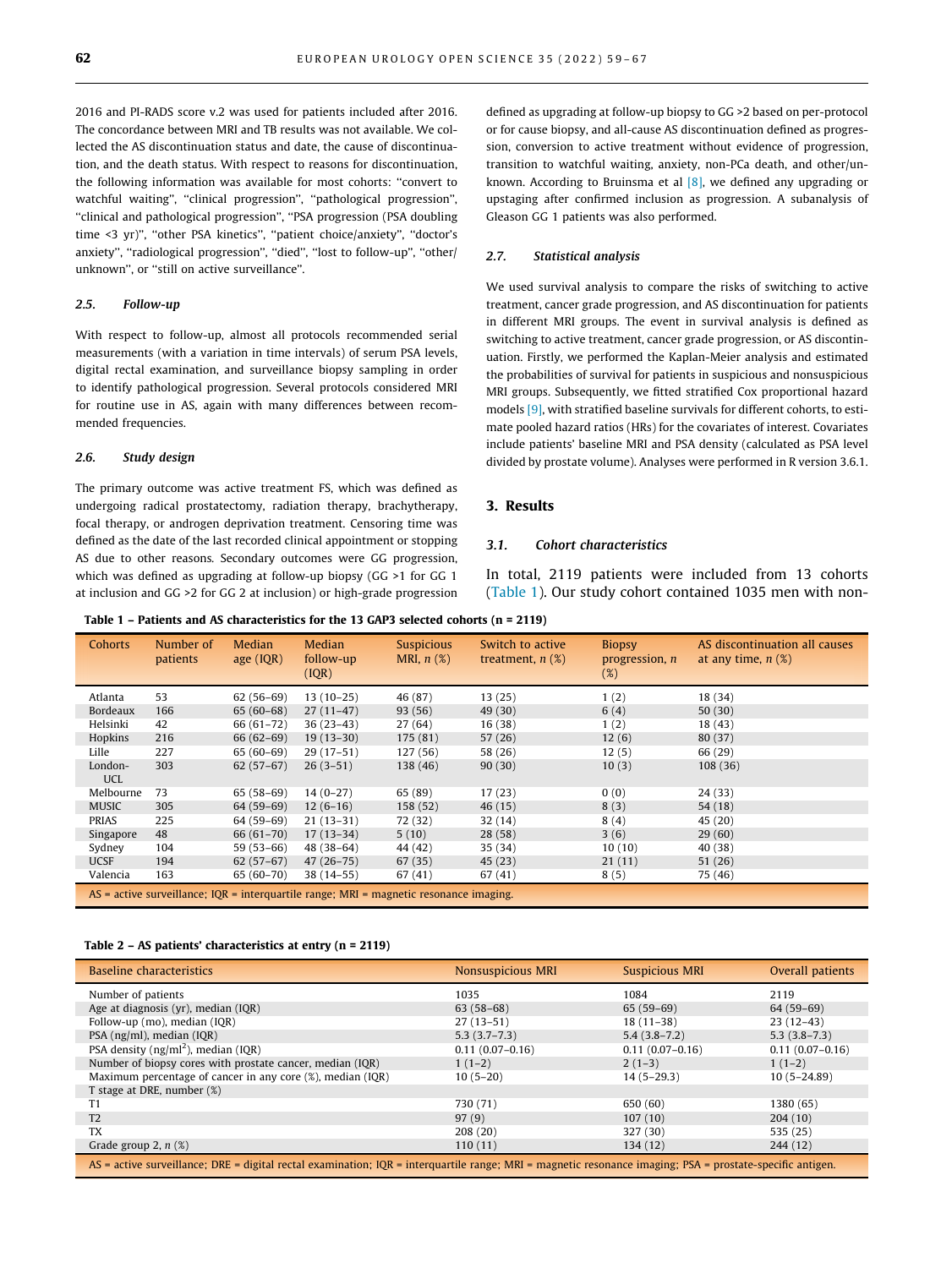2016 and PI-RADS score v.2 was used for patients included after 2016. The concordance between MRI and TB results was not available. We collected the AS discontinuation status and date, the cause of discontinuation, and the death status. With respect to reasons for discontinuation, the following information was available for most cohorts: "convert to watchful waiting", "clinical progression", "pathological progression", "clinical and pathological progression", "PSA progression (PSA doubling time <3 yr)", "other PSA kinetics", "patient choice/anxiety", "doctor's anxiety", "radiological progression", "died", "lost to follow-up", "other/unknown", or "still on active surveillance".

### 2.5. Follow-up

With respect to follow-up, almost all protocols recommended serial measurements (with a variation in time intervals) of serum PSA levels, digital rectal examination, and surveillance biopsy sampling in order to identify pathological progression. Several protocols considered MRI for routine use in AS, again with many differences between recommended frequencies.

### 2.6. Study design

The primary outcome was active treatment FS, which was defined as undergoing radical prostatectomy, radiation therapy, brachytherapy, focal therapy, or androgen deprivation treatment. Censoring time was defined as the date of the last recorded clinical appointment or stopping AS due to other reasons. Secondary outcomes were GG progression, which was defined as upgrading at follow-up biopsy (GG >1 for GG 1 at inclusion and GG >2 for GG 2 at inclusion) or high-grade progression defined as upgrading at follow-up biopsy to GG >2 based on per-protocol or for cause biopsy, and all-cause AS discontinuation defined as progression, conversion to active treatment without evidence of progression, transition to watchful waiting, anxiety, non-PCa death, and other/unknown. According to Bruinsma et al [8], we defined any upgrading or upstaging after confirmed inclusion as progression. A subanalysis of Gleason GG 1 patients was also performed.

### 2.7. Statistical analysis

We used survival analysis to compare the risks of switching to active treatment, cancer grade progression, and AS discontinuation for patients in different MRI groups. The event in survival analysis is defined as switching to active treatment, cancer grade progression, or AS discontinuation. Firstly, we performed the Kaplan-Meier analysis and estimated the probabilities of survival for patients in suspicious and nonsuspicious MRI groups. Subsequently, we fitted stratified Cox proportional hazard models [9], with stratified baseline survivals for different cohorts, to estimate pooled hazard ratios (HRs) for the covariates of interest. Covariates include patients' baseline MRI and PSA density (calculated as PSA level divided by prostate volume). Analyses were performed in R version 3.6.1.

## 3. Results

### 3.1. Cohort characteristics

In total, 2119 patients were included from 13 cohorts (Table 1). Our study cohort contained 1035 men with non-

**Table 1 – Patients and AS characteristics for the 13 GAP3 selected cohorts (n = 2119)**

| Cohorts | Number of patients | Median age (IQR) | Median follow-up (IQR) | Suspicious MRI, n (%) | Switch to active treatment, n (%) | Biopsy progression, n (%) | AS discontinuation all causes at any time, n (%) |
|---|---|---|---|---|---|---|---|
| Atlanta | 53 | 62 (56–69) | 13 (10–25) | 46 (87) | 13 (25) | 1 (2) | 18 (34) |
| Bordeaux | 166 | 65 (60–68) | 27 (11–47) | 93 (56) | 49 (30) | 6 (4) | 50 (30) |
| Helsinki | 42 | 66 (61–72) | 36 (23–43) | 27 (64) | 16 (38) | 1 (2) | 18 (43) |
| Hopkins | 216 | 66 (62–69) | 19 (13–30) | 175 (81) | 57 (26) | 12 (6) | 80 (37) |
| Lille | 227 | 65 (60–69) | 29 (17–51) | 127 (56) | 58 (26) | 12 (5) | 66 (29) |
| London-UCL | 303 | 62 (57–67) | 26 (3–51) | 138 (46) | 90 (30) | 10 (3) | 108 (36) |
| Melbourne | 73 | 65 (58–69) | 14 (0–27) | 65 (89) | 17 (23) | 0 (0) | 24 (33) |
| MUSIC | 305 | 64 (59–69) | 12 (6–16) | 158 (52) | 46 (15) | 8 (3) | 54 (18) |
| PRIAS | 225 | 64 (59–69) | 21 (13–31) | 72 (32) | 32 (14) | 8 (4) | 45 (20) |
| Singapore | 48 | 66 (61–70) | 17 (13–34) | 5 (10) | 28 (58) | 3 (6) | 29 (60) |
| Sydney | 104 | 59 (53–66) | 48 (38–64) | 44 (42) | 35 (34) | 10 (10) | 40 (38) |
| UCSF | 194 | 62 (57–67) | 47 (26–75) | 67 (35) | 45 (23) | 21 (11) | 51 (26) |
| Valencia | 163 | 65 (60–70) | 38 (14–55) | 67 (41) | 67 (41) | 8 (5) | 75 (46) |

AS = active surveillance; IQR = interquartile range; MRI = magnetic resonance imaging.

**Table 2 – AS patients' characteristics at entry (n = 2119)**

| Baseline characteristics | Nonsuspicious MRI | Suspicious MRI | Overall patients |
|---|---|---|---|
| Number of patients | 1035 | 1084 | 2119 |
| Age at diagnosis (yr), median (IQR) | 63 (58–68) | 65 (59–69) | 64 (59–69) |
| Follow-up (mo), median (IQR) | 27 (13–51) | 18 (11–38) | 23 (12–43) |
| PSA (ng/ml), median (IQR) | 5.3 (3.7–7.3) | 5.4 (3.8–7.2) | 5.3 (3.8–7.3) |
| PSA density (ng/ml$^2$), median (IQR) | 0.11 (0.07–0.16) | 0.11 (0.07–0.16) | 0.11 (0.07–0.16) |
| Number of biopsy cores with prostate cancer, median (IQR) | 1 (1–2) | 2 (1–3) | 1 (1–2) |
| Maximum percentage of cancer in any core (%), median (IQR) | 10 (5–20) | 14 (5–29.3) | 10 (5–24.89) |
| T stage at DRE, number (%) | | | |
| T1 | 730 (71) | 650 (60) | 1380 (65) |
| T2 | 97 (9) | 107 (10) | 204 (10) |
| TX | 208 (20) | 327 (30) | 535 (25) |
| Grade group 2, n (%) | 110 (11) | 134 (12) | 244 (12) |

AS = active surveillance; DRE = digital rectal examination; IQR = interquartile range; MRI = magnetic resonance imaging; PSA = prostate-specific antigen.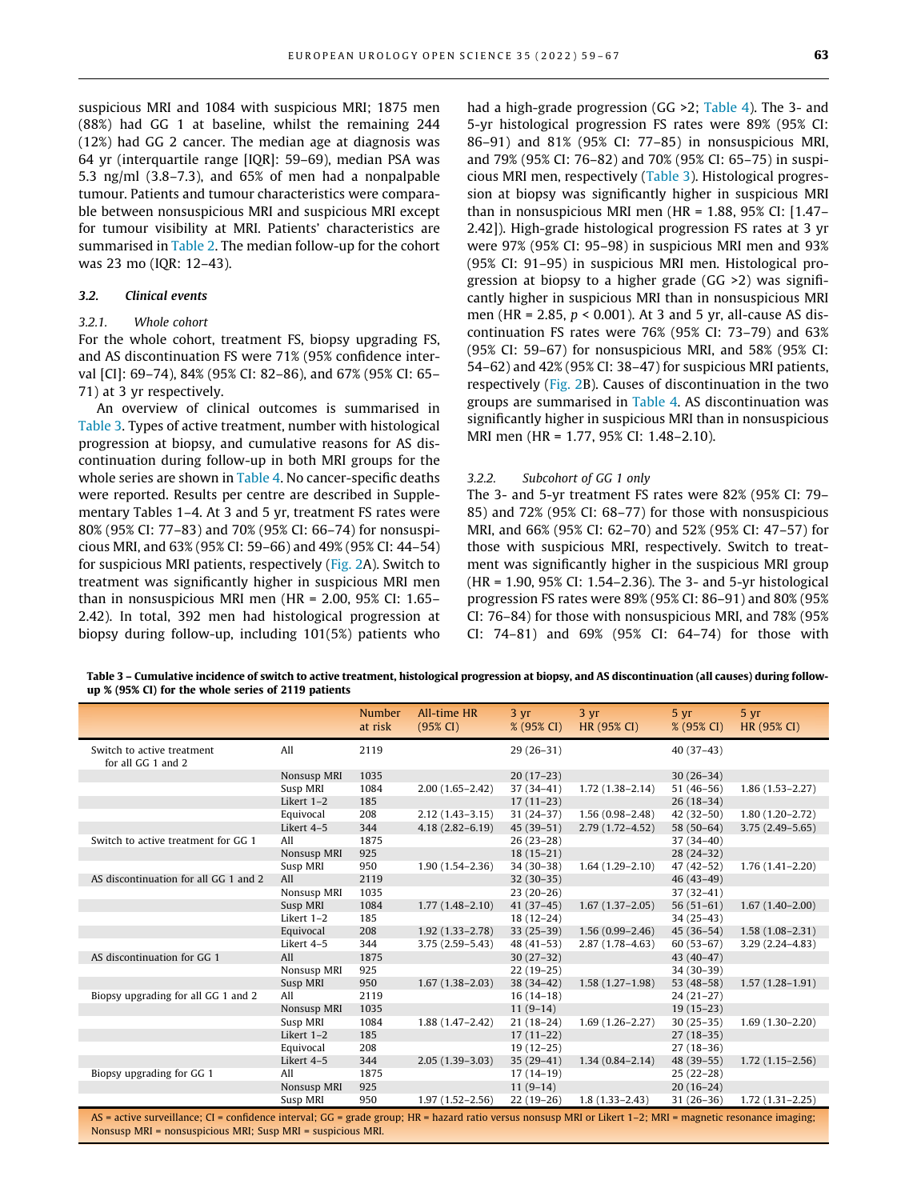suspicious MRI and 1084 with suspicious MRI; 1875 men (88%) had GG 1 at baseline, whilst the remaining 244 (12%) had GG 2 cancer. The median age at diagnosis was 64 yr (interquartile range [IQR]: 59–69), median PSA was 5.3 ng/ml (3.8–7.3), and 65% of men had a nonpalpable tumour. Patients and tumour characteristics were comparable between nonsuspicious MRI and suspicious MRI except for tumour visibility at MRI. Patients' characteristics are summarised in Table 2. The median follow-up for the cohort was 23 mo (IQR: 12–43).

### 3.2. Clinical events

#### 3.2.1. Whole cohort

For the whole cohort, treatment FS, biopsy upgrading FS, and AS discontinuation FS were 71% (95% confidence interval [CI]: 69–74), 84% (95% CI: 82–86), and 67% (95% CI: 65–71) at 3 yr respectively.

An overview of clinical outcomes is summarised in Table 3. Types of active treatment, number with histological progression at biopsy, and cumulative reasons for AS discontinuation during follow-up in both MRI groups for the whole series are shown in Table 4. No cancer-specific deaths were reported. Results per centre are described in Supplementary Tables 1–4. At 3 and 5 yr, treatment FS rates were 80% (95% CI: 77–83) and 70% (95% CI: 66–74) for nonsuspicious MRI, and 63% (95% CI: 59–66) and 49% (95% CI: 44–54) for suspicious MRI patients, respectively (Fig. 2A). Switch to treatment was significantly higher in suspicious MRI men than in nonsuspicious MRI men (HR = 2.00, 95% CI: 1.65–2.42). In total, 392 men had histological progression at biopsy during follow-up, including 101(5%) patients who had a high-grade progression (GG >2; Table 4). The 3- and 5-yr histological progression FS rates were 89% (95% CI: 86–91) and 81% (95% CI: 77–85) in nonsuspicious MRI, and 79% (95% CI: 76–82) and 70% (95% CI: 65–75) in suspicious MRI men, respectively (Table 3). Histological progression at biopsy was significantly higher in suspicious MRI than in nonsuspicious MRI men (HR = 1.88, 95% CI: [1.47–2.42]). High-grade histological progression FS rates at 3 yr were 97% (95% CI: 95–98) in suspicious MRI men and 93% (95% CI: 91–95) in suspicious MRI men. Histological progression at biopsy to a higher grade (GG >2) was significantly higher in suspicious MRI than in nonsuspicious MRI men (HR = 2.85, $p < 0.001$). At 3 and 5 yr, all-cause AS discontinuation FS rates were 76% (95% CI: 73–79) and 63% (95% CI: 59–67) for nonsuspicious MRI, and 58% (95% CI: 54–62) and 42% (95% CI: 38–47) for suspicious MRI patients, respectively (Fig. 2B). Causes of discontinuation in the two groups are summarised in Table 4. AS discontinuation was significantly higher in suspicious MRI than in nonsuspicious MRI men (HR = 1.77, 95% CI: 1.48–2.10).

#### 3.2.2. Subcohort of GG 1 only

The 3- and 5-yr treatment FS rates were 82% (95% CI: 79–85) and 72% (95% CI: 68–77) for those with nonsuspicious MRI, and 66% (95% CI: 62–70) and 52% (95% CI: 47–57) for those with suspicious MRI, respectively. Switch to treatment was significantly higher in the suspicious MRI group (HR = 1.90, 95% CI: 1.54–2.36). The 3- and 5-yr histological progression FS rates were 89% (95% CI: 86–91) and 80% (95% CI: 76–84) for those with nonsuspicious MRI, and 78% (95% CI: 74–81) and 69% (95% CI: 64–74) for those with

**Table 3 – Cumulative incidence of switch to active treatment, histological progression at biopsy, and AS discontinuation (all causes) during follow-up % (95% CI) for the whole series of 2119 patients**

| | | Number at risk | All-time HR (95% CI) | 3 yr % (95% CI) | 3 yr HR (95% CI) | 5 yr % (95% CI) | 5 yr HR (95% CI) |
|---|---|---|---|---|---|---|---|
| Switch to active treatment for all GG 1 and 2 | All | 2119 | | 29 (26–31) | | 40 (37–43) | |
| | Nonsusp MRI | 1035 | | 20 (17–23) | | 30 (26–34) | |
| | Susp MRI | 1084 | 2.00 (1.65–2.42) | 37 (34–41) | 1.72 (1.38–2.14) | 51 (46–56) | 1.86 (1.53–2.27) |
| | Likert 1–2 | 185 | | 17 (11–23) | | 26 (18–34) | |
| | Equivocal | 208 | 2.12 (1.43–3.15) | 31 (24–37) | 1.56 (0.98–2.48) | 42 (32–50) | 1.80 (1.20–2.72) |
| | Likert 4–5 | 344 | 4.18 (2.82–6.19) | 45 (39–51) | 2.79 (1.72–4.52) | 58 (50–64) | 3.75 (2.49–5.65) |
| Switch to active treatment for GG 1 | All | 1875 | | 26 (23–28) | | 37 (34–40) | |
| | Nonsusp MRI | 925 | | 18 (15–21) | | 28 (24–32) | |
| | Susp MRI | 950 | 1.90 (1.54–2.36) | 34 (30–38) | 1.64 (1.29–2.10) | 47 (42–52) | 1.76 (1.41–2.20) |
| AS discontinuation for all GG 1 and 2 | All | 2119 | | 32 (30–35) | | 46 (43–49) | |
| | Nonsusp MRI | 1035 | | 23 (20–26) | | 37 (32–41) | |
| | Susp MRI | 1084 | 1.77 (1.48–2.10) | 41 (37–45) | 1.67 (1.37–2.05) | 56 (51–61) | 1.67 (1.40–2.00) |
| | Likert 1–2 | 185 | | 18 (12–24) | | 34 (25–43) | |
| | Equivocal | 208 | 1.92 (1.33–2.78) | 33 (25–39) | 1.56 (0.99–2.46) | 45 (36–54) | 1.58 (1.08–2.31) |
| | Likert 4–5 | 344 | 3.75 (2.59–5.43) | 48 (41–53) | 2.87 (1.78–4.63) | 60 (53–67) | 3.29 (2.24–4.83) |
| AS discontinuation for GG 1 | All | 1875 | | 30 (27–32) | | 43 (40–47) | |
| | Nonsusp MRI | 925 | | 22 (19–25) | | 34 (30–39) | |
| | Susp MRI | 950 | 1.67 (1.38–2.03) | 38 (34–42) | 1.58 (1.27–1.98) | 53 (48–58) | 1.57 (1.28–1.91) |
| Biopsy upgrading for all GG 1 and 2 | All | 2119 | | 16 (14–18) | | 24 (21–27) | |
| | Nonsusp MRI | 1035 | | 11 (9–14) | | 19 (15–23) | |
| | Susp MRI | 1084 | 1.88 (1.47–2.42) | 21 (18–24) | 1.69 (1.26–2.27) | 30 (25–35) | 1.69 (1.30–2.20) |
| | Likert 1–2 | 185 | | 17 (11–22) | | 27 (18–35) | |
| | Equivocal | 208 | | 19 (12–25) | | 27 (18–36) | |
| | Likert 4–5 | 344 | 2.05 (1.39–3.03) | 35 (29–41) | 1.34 (0.84–2.14) | 48 (39–55) | 1.72 (1.15–2.56) |
| Biopsy upgrading for GG 1 | All | 1875 | | 17 (14–19) | | 25 (22–28) | |
| | Nonsusp MRI | 925 | | 11 (9–14) | | 20 (16–24) | |
| | Susp MRI | 950 | 1.97 (1.52–2.56) | 22 (19–26) | 1.8 (1.33–2.43) | 31 (26–36) | 1.72 (1.31–2.25) |

AS = active surveillance; CI = confidence interval; GG = grade group; HR = hazard ratio versus nonsusp MRI or Likert 1–2; MRI = magnetic resonance imaging; Nonsusp MRI = nonsuspicious MRI; Susp MRI = suspicious MRI.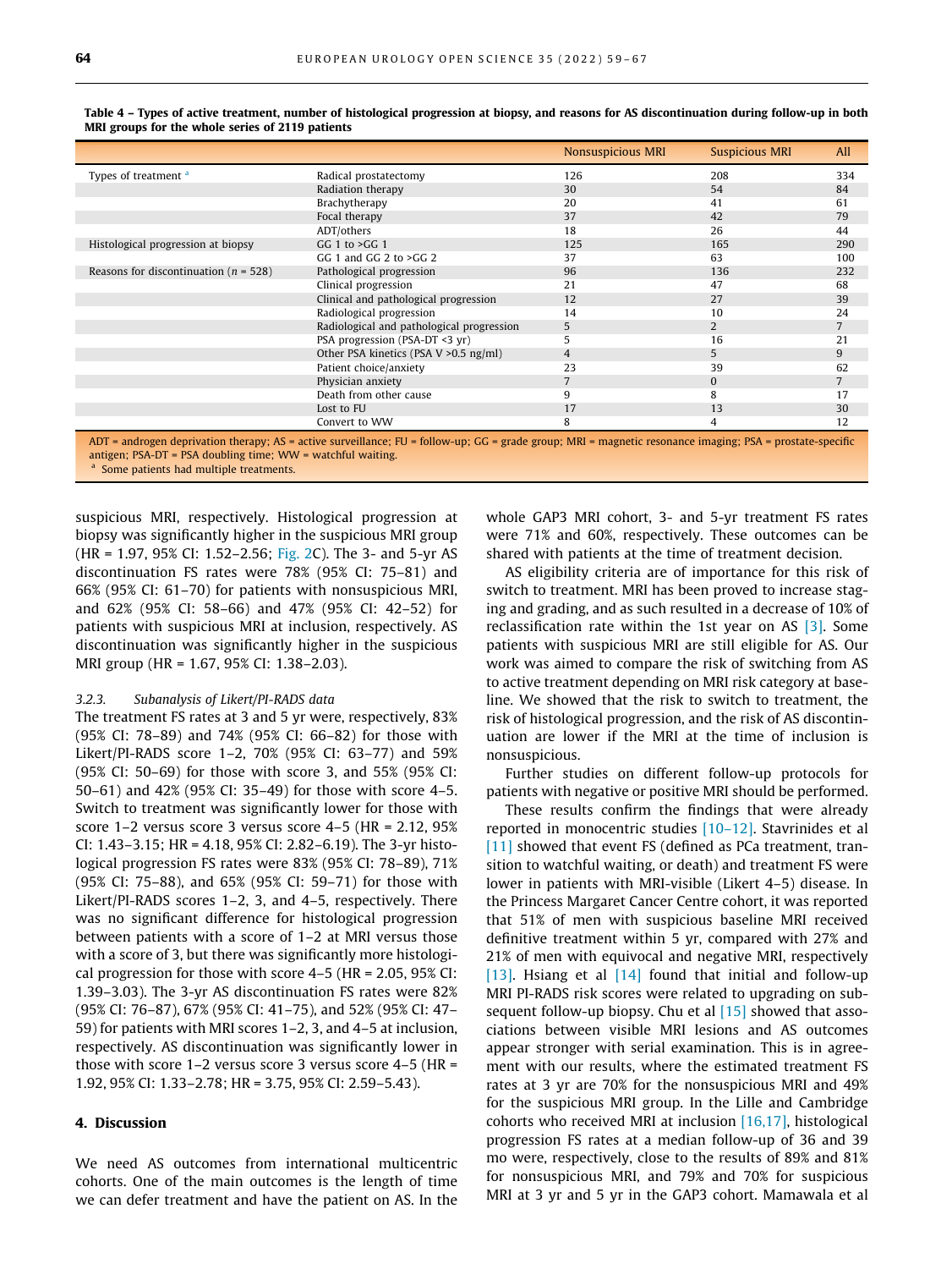**Table 4 – Types of active treatment, number of histological progression at biopsy, and reasons for AS discontinuation during follow-up in both MRI groups for the whole series of 2119 patients**

| | | Nonsuspicious MRI | Suspicious MRI | All |
|---|---|---|---|---|
| Types of treatment [a] | Radical prostatectomy | 126 | 208 | 334 |
| | Radiation therapy | 30 | 54 | 84 |
| | Brachytherapy | 20 | 41 | 61 |
| | Focal therapy | 37 | 42 | 79 |
| | ADT/others | 18 | 26 | 44 |
| Histological progression at biopsy | GG 1 to >GG 1 | 125 | 165 | 290 |
| | GG 1 and GG 2 to >GG 2 | 37 | 63 | 100 |
| Reasons for discontinuation (n = 528) | Pathological progression | 96 | 136 | 232 |
| | Clinical progression | 21 | 47 | 68 |
| | Clinical and pathological progression | 12 | 27 | 39 |
| | Radiological progression | 14 | 10 | 24 |
| | Radiological and pathological progression | 5 | 2 | 7 |
| | PSA progression (PSA-DT <3 yr) | 5 | 16 | 21 |
| | Other PSA kinetics (PSA V >0.5 ng/ml) | 4 | 5 | 9 |
| | Patient choice/anxiety | 23 | 39 | 62 |
| | Physician anxiety | 7 | 0 | 7 |
| | Death from other cause | 9 | 8 | 17 |
| | Lost to FU | 17 | 13 | 30 |
| | Convert to WW | 8 | 4 | 12 |

ADT = androgen deprivation therapy; AS = active surveillance; FU = follow-up; GG = grade group; MRI = magnetic resonance imaging; PSA = prostate-specific antigen; PSA-DT = PSA doubling time; WW = watchful waiting.
[a] Some patients had multiple treatments.

suspicious MRI, respectively. Histological progression at biopsy was significantly higher in the suspicious MRI group (HR = 1.97, 95% CI: 1.52–2.56; Fig. 2C). The 3- and 5-yr AS discontinuation FS rates were 78% (95% CI: 75–81) and 66% (95% CI: 61–70) for patients with nonsuspicious MRI, and 62% (95% CI: 58–66) and 47% (95% CI: 42–52) for patients with suspicious MRI at inclusion, respectively. AS discontinuation was significantly higher in the suspicious MRI group (HR = 1.67, 95% CI: 1.38–2.03).

### 3.2.3. Subanalysis of Likert/PI-RADS data

The treatment FS rates at 3 and 5 yr were, respectively, 83% (95% CI: 78–89) and 74% (95% CI: 66–82) for those with Likert/PI-RADS score 1–2, 70% (95% CI: 63–77) and 59% (95% CI: 50–69) for those with score 3, and 55% (95% CI: 50–61) and 42% (95% CI: 35–49) for those with score 4–5. Switch to treatment was significantly lower for those with score 1–2 versus score 3 versus score 4–5 (HR = 2.12, 95% CI: 1.43–3.15; HR = 4.18, 95% CI: 2.82–6.19). The 3-yr histological progression FS rates were 83% (95% CI: 78–89), 71% (95% CI: 75–88), and 65% (95% CI: 59–71) for those with Likert/PI-RADS scores 1–2, 3, and 4–5, respectively. There was no significant difference for histological progression between patients with a score of 1–2 at MRI versus those with a score of 3, but there was significantly more histological progression for those with score 4–5 (HR = 2.05, 95% CI: 1.39–3.03). The 3-yr AS discontinuation FS rates were 82% (95% CI: 76–87), 67% (95% CI: 41–75), and 52% (95% CI: 47–59) for patients with MRI scores 1–2, 3, and 4–5 at inclusion, respectively. AS discontinuation was significantly lower in those with score 1–2 versus score 3 versus score 4–5 (HR = 1.92, 95% CI: 1.33–2.78; HR = 3.75, 95% CI: 2.59–5.43).

## 4. Discussion

We need AS outcomes from international multicentric cohorts. One of the main outcomes is the length of time we can defer treatment and have the patient on AS. In the whole GAP3 MRI cohort, 3- and 5-yr treatment FS rates were 71% and 60%, respectively. These outcomes can be shared with patients at the time of treatment decision.

AS eligibility criteria are of importance for this risk of switch to treatment. MRI has been proved to increase staging and grading, and as such resulted in a decrease of 10% of reclassification rate within the 1st year on AS [3]. Some patients with suspicious MRI are still eligible for AS. Our work was aimed to compare the risk of switching from AS to active treatment depending on MRI risk category at baseline. We showed that the risk to switch to treatment, the risk of histological progression, and the risk of AS discontinuation are lower if the MRI at the time of inclusion is nonsuspicious.

Further studies on different follow-up protocols for patients with negative or positive MRI should be performed.

These results confirm the findings that were already reported in monocentric studies [10–12]. Stavrinides et al [11] showed that event FS (defined as PCa treatment, transition to watchful waiting, or death) and treatment FS were lower in patients with MRI-visible (Likert 4–5) disease. In the Princess Margaret Cancer Centre cohort, it was reported that 51% of men with suspicious baseline MRI received definitive treatment within 5 yr, compared with 27% and 21% of men with equivocal and negative MRI, respectively [13]. Hsiang et al [14] found that initial and follow-up MRI PI-RADS risk scores were related to upgrading on subsequent follow-up biopsy. Chu et al [15] showed that associations between visible MRI lesions and AS outcomes appear stronger with serial examination. This is in agreement with our results, where the estimated treatment FS rates at 3 yr are 70% for the nonsuspicious MRI and 49% for the suspicious MRI group. In the Lille and Cambridge cohorts who received MRI at inclusion [16,17], histological progression FS rates at a median follow-up of 36 and 39 mo were, respectively, close to the results of 89% and 81% for nonsuspicious MRI, and 79% and 70% for suspicious MRI at 3 yr and 5 yr in the GAP3 cohort. Mamawala et al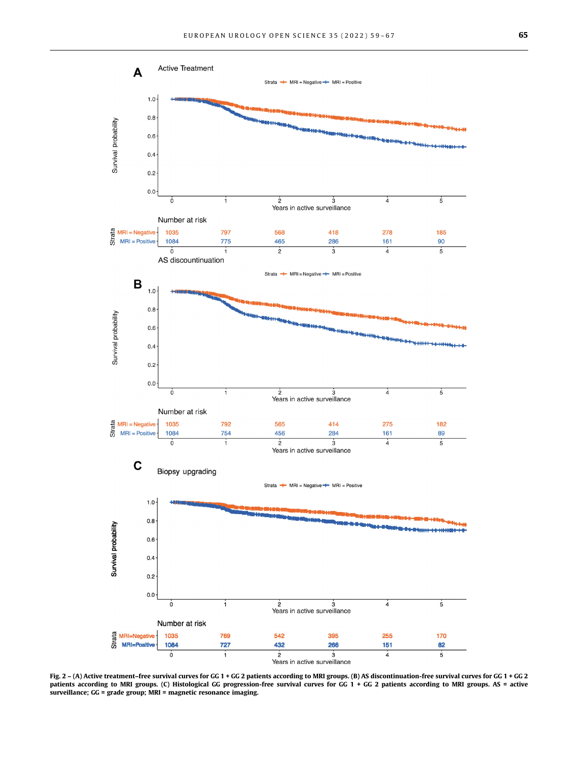**Fig. 2 – (A) Active treatment–free survival curves for GG 1 + GG 2 patients according to MRI groups. (B) AS discontinuation-free survival curves for GG 1 + GG 2 patients according to MRI groups. (C) Histological GG progression-free survival curves for GG 1 + GG 2 patients according to MRI groups. AS = active surveillance; GG = grade group; MRI = magnetic resonance imaging.**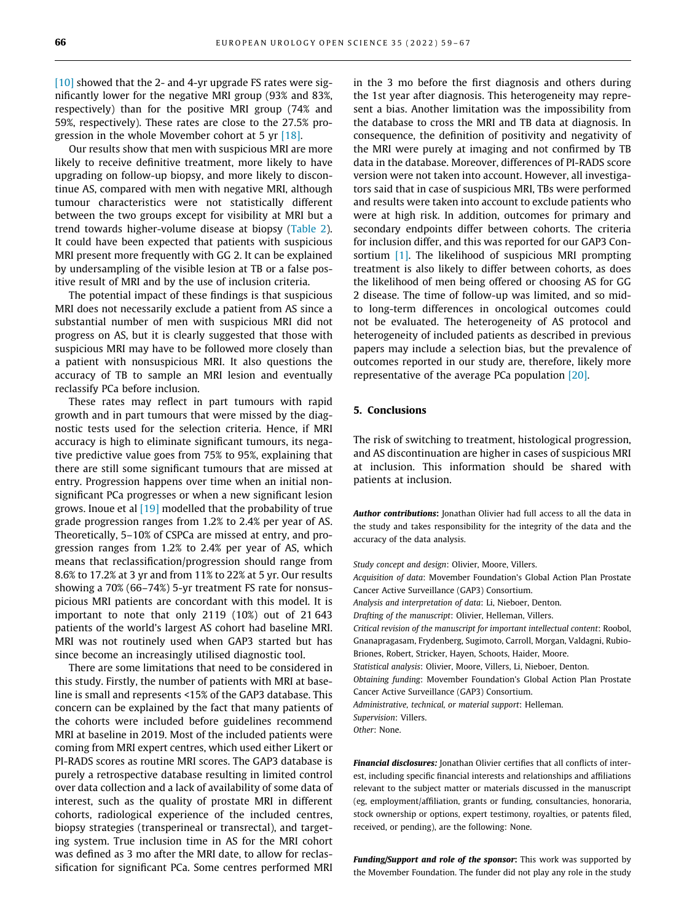[10] showed that the 2- and 4-yr upgrade FS rates were significantly lower for the negative MRI group (93% and 83%, respectively) than for the positive MRI group (74% and 59%, respectively). These rates are close to the 27.5% progression in the whole Movember cohort at 5 yr [18].

Our results show that men with suspicious MRI are more likely to receive definitive treatment, more likely to have upgrading on follow-up biopsy, and more likely to discontinue AS, compared with men with negative MRI, although tumour characteristics were not statistically different between the two groups except for visibility at MRI but a trend towards higher-volume disease at biopsy (Table 2). It could have been expected that patients with suspicious MRI present more frequently with GG 2. It can be explained by undersampling of the visible lesion at TB or a false positive result of MRI and by the use of inclusion criteria.

The potential impact of these findings is that suspicious MRI does not necessarily exclude a patient from AS since a substantial number of men with suspicious MRI did not progress on AS, but it is clearly suggested that those with suspicious MRI may have to be followed more closely than a patient with nonsuspicious MRI. It also questions the accuracy of TB to sample an MRI lesion and eventually reclassify PCa before inclusion.

These rates may reflect in part tumours with rapid growth and in part tumours that were missed by the diagnostic tests used for the selection criteria. Hence, if MRI accuracy is high to eliminate significant tumours, its negative predictive value goes from 75% to 95%, explaining that there are still some significant tumours that are missed at entry. Progression happens over time when an initial nonsignificant PCa progresses or when a new significant lesion grows. Inoue et al [19] modelled that the probability of true grade progression ranges from 1.2% to 2.4% per year of AS. Theoretically, 5–10% of CSPCa are missed at entry, and progression ranges from 1.2% to 2.4% per year of AS, which means that reclassification/progression should range from 8.6% to 17.2% at 3 yr and from 11% to 22% at 5 yr. Our results showing a 70% (66–74%) 5-yr treatment FS rate for nonsuspicious MRI patients are concordant with this model. It is important to note that only 2119 (10%) out of 21 643 patients of the world's largest AS cohort had baseline MRI. MRI was not routinely used when GAP3 started but has since become an increasingly utilised diagnostic tool.

There are some limitations that need to be considered in this study. Firstly, the number of patients with MRI at baseline is small and represents <15% of the GAP3 database. This concern can be explained by the fact that many patients of the cohorts were included before guidelines recommend MRI at baseline in 2019. Most of the included patients were coming from MRI expert centres, which used either Likert or PI-RADS scores as routine MRI scores. The GAP3 database is purely a retrospective database resulting in limited control over data collection and a lack of availability of some data of interest, such as the quality of prostate MRI in different cohorts, radiological experience of the included centres, biopsy strategies (transperineal or transrectal), and targeting system. True inclusion time in AS for the MRI cohort was defined as 3 mo after the MRI date, to allow for reclassification for significant PCa. Some centres performed MRI in the 3 mo before the first diagnosis and others during the 1st year after diagnosis. This heterogeneity may represent a bias. Another limitation was the impossibility from the database to cross the MRI and TB data at diagnosis. In consequence, the definition of positivity and negativity of the MRI were purely at imaging and not confirmed by TB data in the database. Moreover, differences of PI-RADS score version were not taken into account. However, all investigators said that in case of suspicious MRI, TBs were performed and results were taken into account to exclude patients who were at high risk. In addition, outcomes for primary and secondary endpoints differ between cohorts. The criteria for inclusion differ, and this was reported for our GAP3 Consortium [1]. The likelihood of suspicious MRI prompting treatment is also likely to differ between cohorts, as does the likelihood of men being offered or choosing AS for GG 2 disease. The time of follow-up was limited, and so mid- to long-term differences in oncological outcomes could not be evaluated. The heterogeneity of AS protocol and heterogeneity of included patients as described in previous papers may include a selection bias, but the prevalence of outcomes reported in our study are, therefore, likely more representative of the average PCa population [20].

## 5. Conclusions

The risk of switching to treatment, histological progression, and AS discontinuation are higher in cases of suspicious MRI at inclusion. This information should be shared with patients at inclusion.

***Author contributions:*** Jonathan Olivier had full access to all the data in the study and takes responsibility for the integrity of the data and the accuracy of the data analysis.

*Study concept and design*: Olivier, Moore, Villers.
*Acquisition of data*: Movember Foundation's Global Action Plan Prostate Cancer Active Surveillance (GAP3) Consortium.
*Analysis and interpretation of data*: Li, Nieboer, Denton.
*Drafting of the manuscript*: Olivier, Helleman, Villers.
*Critical revision of the manuscript for important intellectual content*: Roobol, Gnanapragasam, Frydenberg, Sugimoto, Carroll, Morgan, Valdagni, Rubio-Briones, Robert, Stricker, Hayen, Schoots, Haider, Moore.
*Statistical analysis*: Olivier, Moore, Villers, Li, Nieboer, Denton.
*Obtaining funding*: Movember Foundation's Global Action Plan Prostate Cancer Active Surveillance (GAP3) Consortium.
*Administrative, technical, or material support*: Helleman.
*Supervision*: Villers.
*Other*: None.

***Financial disclosures:*** Jonathan Olivier certifies that all conflicts of interest, including specific financial interests and relationships and affiliations relevant to the subject matter or materials discussed in the manuscript (eg, employment/affiliation, grants or funding, consultancies, honoraria, stock ownership or options, expert testimony, royalties, or patents filed, received, or pending), are the following: None.

***Funding/Support and role of the sponsor:*** This work was supported by the Movember Foundation. The funder did not play any role in the study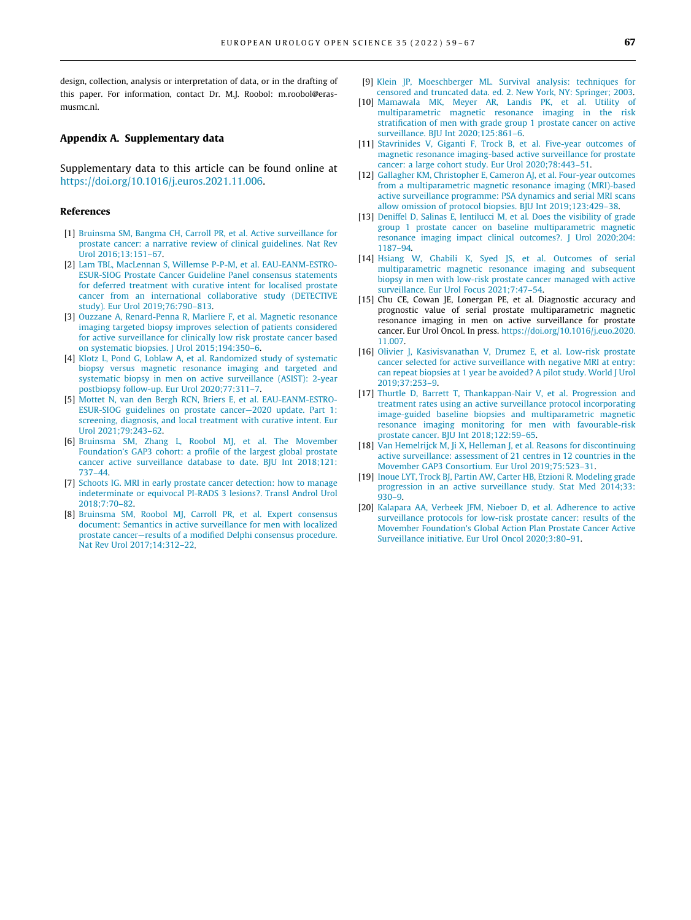design, collection, analysis or interpretation of data, or in the drafting of this paper. For information, contact Dr. M.J. Roobol: m.roobol@erasmusmc.nl.

## Appendix A. Supplementary data

Supplementary data to this article can be found online at https://doi.org/10.1016/j.euros.2021.11.006.

## References

[1] Bruinsma SM, Bangma CH, Carroll PR, et al. Active surveillance for prostate cancer: a narrative review of clinical guidelines. Nat Rev Urol 2016;13:151–67.

[2] Lam TBL, MacLennan S, Willemse P-P-M, et al. EAU-EANM-ESTRO-ESUR-SIOG Prostate Cancer Guideline Panel consensus statements for deferred treatment with curative intent for localised prostate cancer from an international collaborative study (DETECTIVE study). Eur Urol 2019;76:790–813.

[3] Ouzzane A, Renard-Penna R, Marliere F, et al. Magnetic resonance imaging targeted biopsy improves selection of patients considered for active surveillance for clinically low risk prostate cancer based on systematic biopsies. J Urol 2015;194:350–6.

[4] Klotz L, Pond G, Loblaw A, et al. Randomized study of systematic biopsy versus magnetic resonance imaging and targeted and systematic biopsy in men on active surveillance (ASIST): 2-year postbiopsy follow-up. Eur Urol 2020;77:311–7.

[5] Mottet N, van den Bergh RCN, Briers E, et al. EAU-EANM-ESTRO-ESUR-SIOG guidelines on prostate cancer—2020 update. Part 1: screening, diagnosis, and local treatment with curative intent. Eur Urol 2021;79:243–62.

[6] Bruinsma SM, Zhang L, Roobol MJ, et al. The Movember Foundation's GAP3 cohort: a profile of the largest global prostate cancer active surveillance database to date. BJU Int 2018;121: 737–44.

[7] Schoots IG. MRI in early prostate cancer detection: how to manage indeterminate or equivocal PI-RADS 3 lesions?. Transl Androl Urol 2018;7:70–82.

[8] Bruinsma SM, Roobol MJ, Carroll PR, et al. Expert consensus document: Semantics in active surveillance for men with localized prostate cancer—results of a modified Delphi consensus procedure. Nat Rev Urol 2017;14:312–22.

[9] Klein JP, Moeschberger ML. Survival analysis: techniques for censored and truncated data. ed. 2. New York, NY: Springer; 2003.

[10] Mamawala MK, Meyer AR, Landis PK, et al. Utility of multiparametric magnetic resonance imaging in the risk stratification of men with grade group 1 prostate cancer on active surveillance. BJU Int 2020;125:861–6.

[11] Stavrinides V, Giganti F, Trock B, et al. Five-year outcomes of magnetic resonance imaging-based active surveillance for prostate cancer: a large cohort study. Eur Urol 2020;78:443–51.

[12] Gallagher KM, Christopher E, Cameron AJ, et al. Four-year outcomes from a multiparametric magnetic resonance imaging (MRI)-based active surveillance programme: PSA dynamics and serial MRI scans allow omission of protocol biopsies. BJU Int 2019;123:429–38.

[13] Deniffel D, Salinas E, Ientilucci M, et al. Does the visibility of grade group 1 prostate cancer on baseline multiparametric magnetic resonance imaging impact clinical outcomes?. J Urol 2020;204: 1187–94.

[14] Hsiang W, Ghabili K, Syed JS, et al. Outcomes of serial multiparametric magnetic resonance imaging and subsequent biopsy in men with low-risk prostate cancer managed with active surveillance. Eur Urol Focus 2021;7:47–54.

[15] Chu CE, Cowan JE, Lonergan PE, et al. Diagnostic accuracy and prognostic value of serial prostate multiparametric magnetic resonance imaging in men on active surveillance for prostate cancer. Eur Urol Oncol. In press. https://doi.org/10.1016/j.euo.2020.11.007.

[16] Olivier J, Kasivisvanathan V, Drumez E, et al. Low-risk prostate cancer selected for active surveillance with negative MRI at entry: can repeat biopsies at 1 year be avoided? A pilot study. World J Urol 2019;37:253–9.

[17] Thurtle D, Barrett T, Thankappan-Nair V, et al. Progression and treatment rates using an active surveillance protocol incorporating image-guided baseline biopsies and multiparametric magnetic resonance imaging monitoring for men with favourable-risk prostate cancer. BJU Int 2018;122:59–65.

[18] Van Hemelrijck M, Ji X, Helleman J, et al. Reasons for discontinuing active surveillance: assessment of 21 centres in 12 countries in the Movember GAP3 Consortium. Eur Urol 2019;75:523–31.

[19] Inoue LYT, Trock BJ, Partin AW, Carter HB, Etzioni R. Modeling grade progression in an active surveillance study. Stat Med 2014;33: 930–9.

[20] Kalapara AA, Verbeek JFM, Nieboer D, et al. Adherence to active surveillance protocols for low-risk prostate cancer: results of the Movember Foundation's Global Action Plan Prostate Cancer Active Surveillance initiative. Eur Urol Oncol 2020;3:80–91.